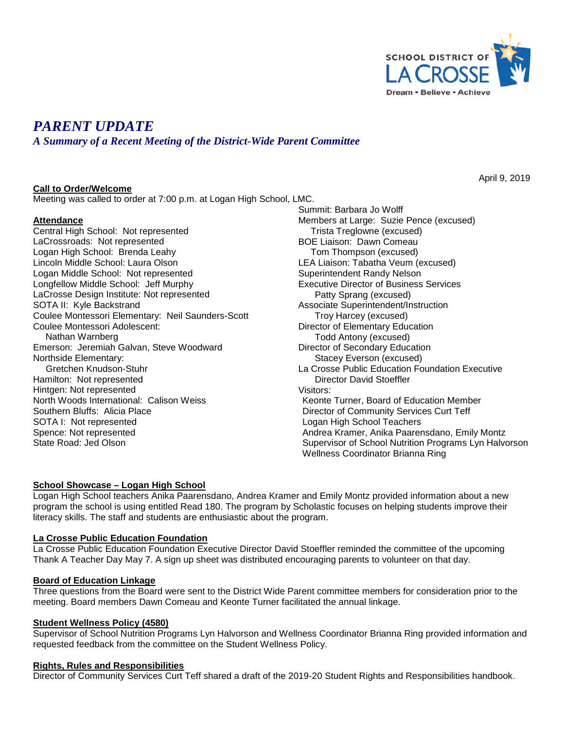SCHOOL DISTRICT OF LA CROSSE
Dream • Believe • Achieve

# *PARENT UPDATE*

## *A Summary of a Recent Meeting of the District-Wide Parent Committee*

April 9, 2019

**Call to Order/Welcome**

Meeting was called to order at 7:00 p.m. at Logan High School, LMC.

**Attendance**

Central High School: Not represented
LaCrossroads: Not represented
Logan High School: Brenda Leahy
Lincoln Middle School: Laura Olson
Logan Middle School: Not represented
Longfellow Middle School: Jeff Murphy
LaCrosse Design Institute: Not represented
SOTA II: Kyle Backstrand
Coulee Montessori Elementary: Neil Saunders-Scott
Coulee Montessori Adolescent: Nathan Warnberg
Emerson: Jeremiah Galvan, Steve Woodward
Northside Elementary: Gretchen Knudson-Stuhr
Hamilton: Not represented
Hintgen: Not represented
North Woods International: Calison Weiss
Southern Bluffs: Alicia Place
SOTA I: Not represented
Spence: Not represented
State Road: Jed Olson
Summit: Barbara Jo Wolff
Members at Large: Suzie Pence (excused)
Trista Treglowne (excused)
BOE Liaison: Dawn Comeau
Tom Thompson (excused)
LEA Liaison: Tabatha Veum (excused)
Superintendent Randy Nelson
Executive Director of Business Services
Patty Sprang (excused)
Associate Superintendent/Instruction
Troy Harcey (excused)
Director of Elementary Education
Todd Antony (excused)
Director of Secondary Education
Stacey Everson (excused)
La Crosse Public Education Foundation Executive Director David Stoeffler
Visitors:
Keonte Turner, Board of Education Member
Director of Community Services Curt Teff
Logan High School Teachers
Andrea Kramer, Anika Paarensdano, Emily Montz
Supervisor of School Nutrition Programs Lyn Halvorson
Wellness Coordinator Brianna Ring

**School Showcase – Logan High School**

Logan High School teachers Anika Paarensdano, Andrea Kramer and Emily Montz provided information about a new program the school is using entitled Read 180. The program by Scholastic focuses on helping students improve their literacy skills. The staff and students are enthusiastic about the program.

**La Crosse Public Education Foundation**

La Crosse Public Education Foundation Executive Director David Stoeffler reminded the committee of the upcoming Thank A Teacher Day May 7. A sign up sheet was distributed encouraging parents to volunteer on that day.

**Board of Education Linkage**

Three questions from the Board were sent to the District Wide Parent committee members for consideration prior to the meeting. Board members Dawn Comeau and Keonte Turner facilitated the annual linkage.

**Student Wellness Policy (4580)**

Supervisor of School Nutrition Programs Lyn Halvorson and Wellness Coordinator Brianna Ring provided information and requested feedback from the committee on the Student Wellness Policy.

**Rights, Rules and Responsibilities**

Director of Community Services Curt Teff shared a draft of the 2019-20 Student Rights and Responsibilities handbook.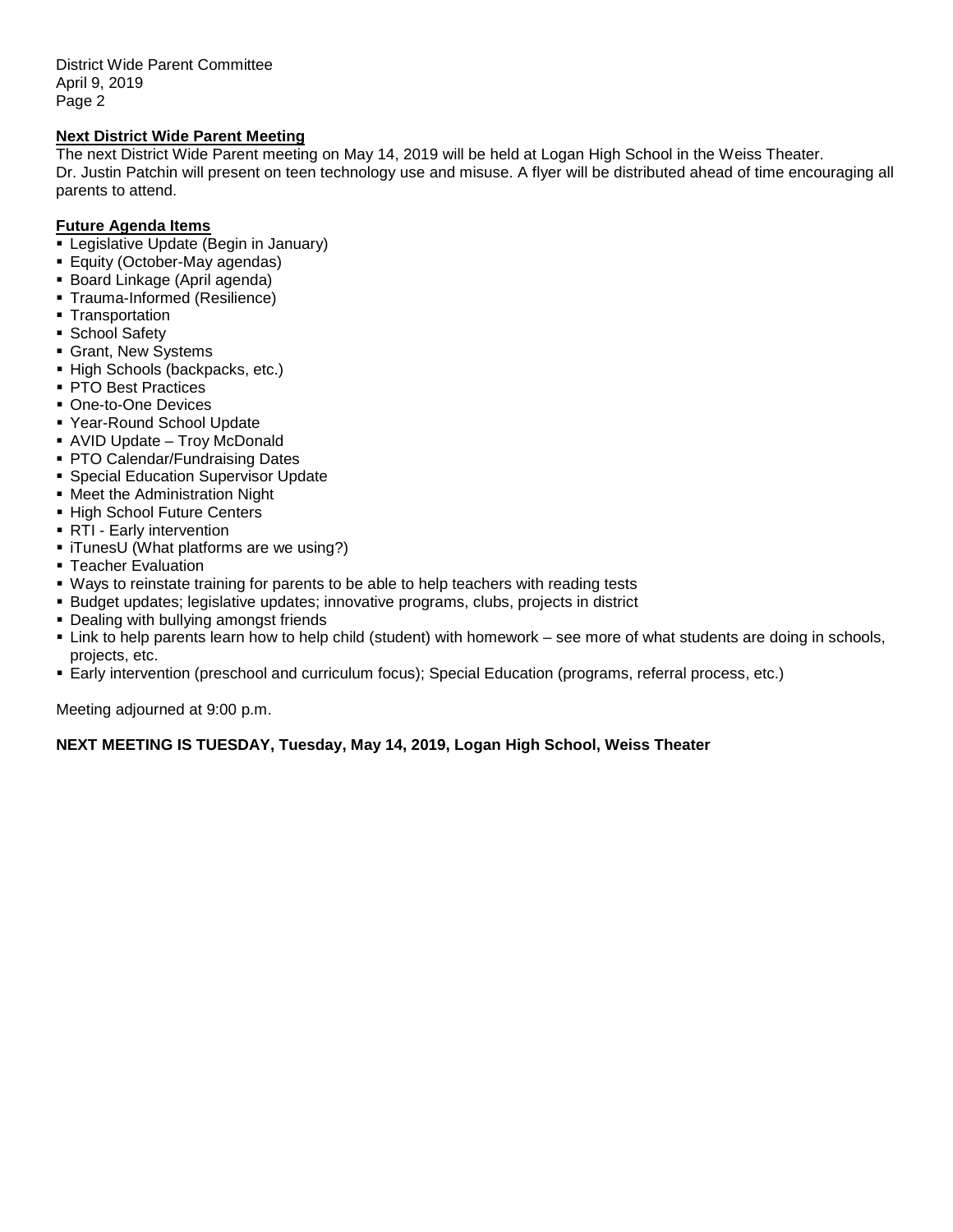## Next District Wide Parent Meeting

The next District Wide Parent meeting on May 14, 2019 will be held at Logan High School in the Weiss Theater. Dr. Justin Patchin will present on teen technology use and misuse. A flyer will be distributed ahead of time encouraging all parents to attend.

## Future Agenda Items

- Legislative Update (Begin in January)
- Equity (October-May agendas)
- Board Linkage (April agenda)
- Trauma-Informed (Resilience)
- Transportation
- School Safety
- Grant, New Systems
- High Schools (backpacks, etc.)
- PTO Best Practices
- One-to-One Devices
- Year-Round School Update
- AVID Update – Troy McDonald
- PTO Calendar/Fundraising Dates
- Special Education Supervisor Update
- Meet the Administration Night
- High School Future Centers
- RTI - Early intervention
- iTunesU (What platforms are we using?)
- Teacher Evaluation
- Ways to reinstate training for parents to be able to help teachers with reading tests
- Budget updates; legislative updates; innovative programs, clubs, projects in district
- Dealing with bullying amongst friends
- Link to help parents learn how to help child (student) with homework – see more of what students are doing in schools, projects, etc.
- Early intervention (preschool and curriculum focus); Special Education (programs, referral process, etc.)

Meeting adjourned at 9:00 p.m.

**NEXT MEETING IS TUESDAY, Tuesday, May 14, 2019, Logan High School, Weiss Theater**